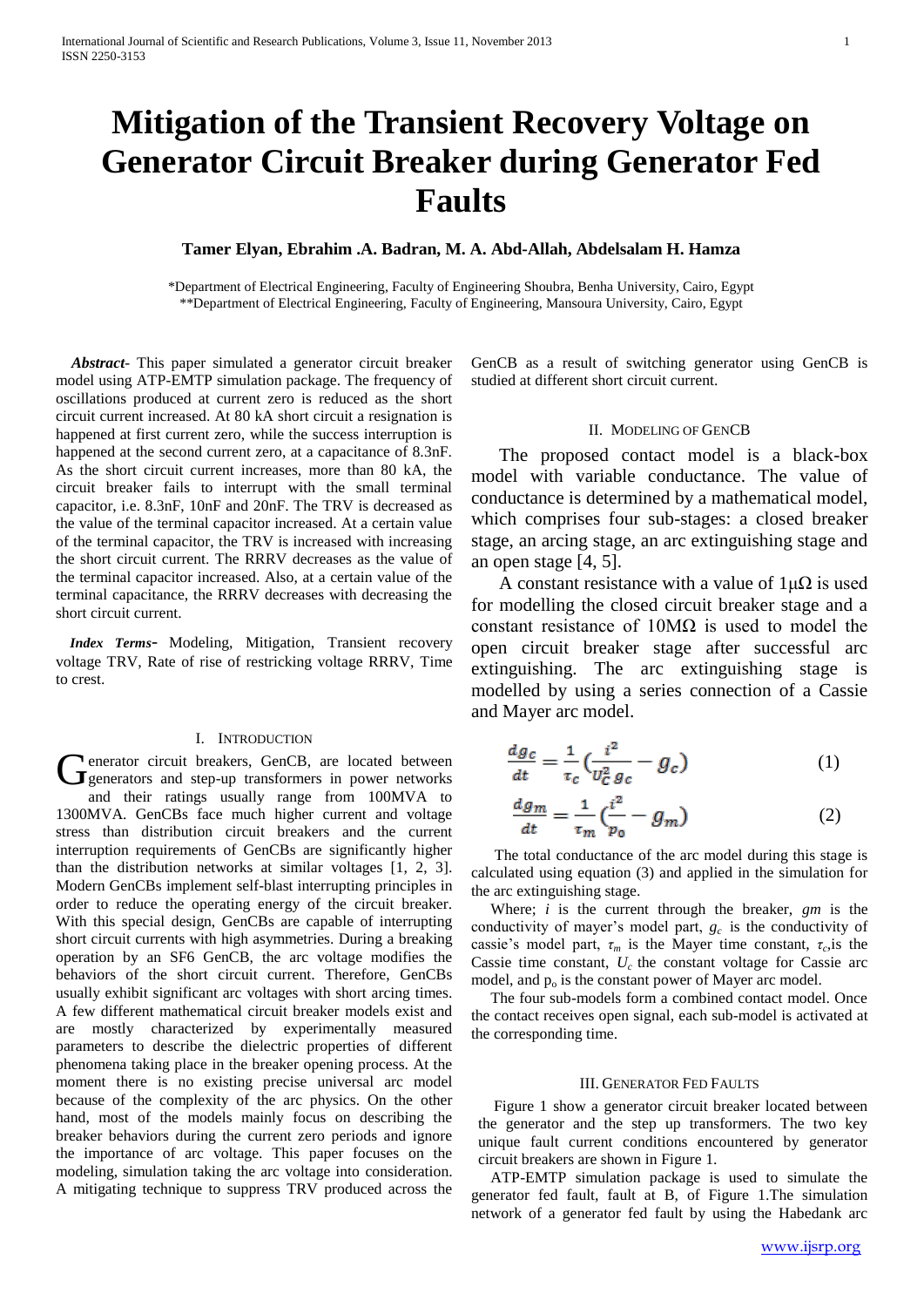# Mitigation of the Transient Recovery Voltage on Generator Circuit Breaker during Generator Fed Faults

**Tamer Elyan, Ebrahim .A. Badran, M. A. Abd-Allah, Abdelsalam H. Hamza**

*Department of Electrical Engineering, Faculty of Engineering Shoubra, Benha University, Cairo, Egypt
**Department of Electrical Engineering, Faculty of Engineering, Mansoura University, Cairo, Egypt

***Abstract*-** This paper simulated a generator circuit breaker model using ATP-EMTP simulation package. The frequency of oscillations produced at current zero is reduced as the short circuit current increased. At 80 kA short circuit a resignation is happened at first current zero, while the success interruption is happened at the second current zero, at a capacitance of 8.3nF. As the short circuit current increases, more than 80 kA, the circuit breaker fails to interrupt with the small terminal capacitor, i.e. 8.3nF, 10nF and 20nF. The TRV is decreased as the value of the terminal capacitor increased. At a certain value of the terminal capacitor, the TRV is increased with increasing the short circuit current. The RRRV decreases as the value of the terminal capacitor increased. Also, at a certain value of the terminal capacitance, the RRRV decreases with decreasing the short circuit current.

***Index Terms*-** Modeling, Mitigation, Transient recovery voltage TRV, Rate of rise of restricking voltage RRRV, Time to crest.

## I. Introduction

Generator circuit breakers, GenCB, are located between generators and step-up transformers in power networks and their ratings usually range from 100MVA to 1300MVA. GenCBs face much higher current and voltage stress than distribution circuit breakers and the current interruption requirements of GenCBs are significantly higher than the distribution networks at similar voltages [1, 2, 3]. Modern GenCBs implement self-blast interrupting principles in order to reduce the operating energy of the circuit breaker. With this special design, GenCBs are capable of interrupting short circuit currents with high asymmetries. During a breaking operation by an SF6 GenCB, the arc voltage modifies the behaviors of the short circuit current. Therefore, GenCBs usually exhibit significant arc voltages with short arcing times. A few different mathematical circuit breaker models exist and are mostly characterized by experimentally measured parameters to describe the dielectric properties of different phenomena taking place in the breaker opening process. At the moment there is no existing precise universal arc model because of the complexity of the arc physics. On the other hand, most of the models mainly focus on describing the breaker behaviors during the current zero periods and ignore the importance of arc voltage. This paper focuses on the modeling, simulation taking the arc voltage into consideration. A mitigating technique to suppress TRV produced across the GenCB as a result of switching generator using GenCB is studied at different short circuit current.

## II. Modeling of GenCB

The proposed contact model is a black-box model with variable conductance. The value of conductance is determined by a mathematical model, which comprises four sub-stages: a closed breaker stage, an arcing stage, an arc extinguishing stage and an open stage [4, 5].

A constant resistance with a value of 1μΩ is used for modelling the closed circuit breaker stage and a constant resistance of 10MΩ is used to model the open circuit breaker stage after successful arc extinguishing. The arc extinguishing stage is modelled by using a series connection of a Cassie and Mayer arc model.

$$\frac{dg_c}{dt} = \frac{1}{\tau_c}\left(\frac{i^2}{U_C^2 g_c} - g_c\right) \quad (1)$$

$$\frac{dg_m}{dt} = \frac{1}{\tau_m}\left(\frac{i^2}{p_0} - g_m\right) \quad (2)$$

The total conductance of the arc model during this stage is calculated using equation (3) and applied in the simulation for the arc extinguishing stage.

Where; $i$ is the current through the breaker, $gm$ is the conductivity of mayer's model part, $g_c$ is the conductivity of cassie's model part, $\tau_m$ is the Mayer time constant, $\tau_c$,is the Cassie time constant, $U_c$ the constant voltage for Cassie arc model, and $p_o$ is the constant power of Mayer arc model.

The four sub-models form a combined contact model. Once the contact receives open signal, each sub-model is activated at the corresponding time.

## III. Generator Fed Faults

Figure 1 show a generator circuit breaker located between the generator and the step up transformers. The two key unique fault current conditions encountered by generator circuit breakers are shown in Figure 1.

ATP-EMTP simulation package is used to simulate the generator fed fault, fault at B, of Figure 1.The simulation network of a generator fed fault by using the Habedank arc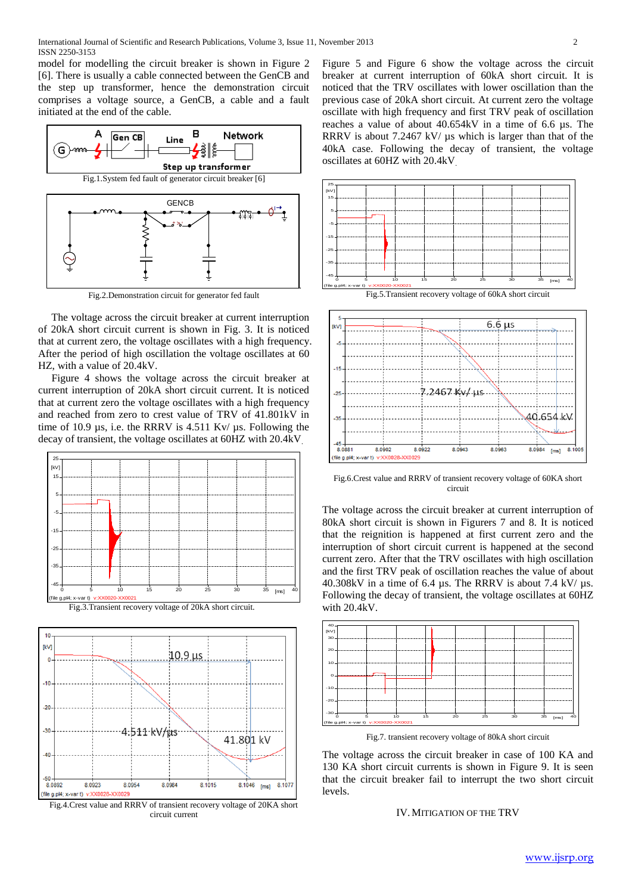model for modelling the circuit breaker is shown in Figure 2 [6]. There is usually a cable connected between the GenCB and the step up transformer, hence the demonstration circuit comprises a voltage source, a GenCB, a cable and a fault initiated at the end of the cable.

Fig.1.System fed fault of generator circuit breaker [6]

Fig.2.Demonstration circuit for generator fed fault

The voltage across the circuit breaker at current interruption of 20kA short circuit current is shown in Fig. 3. It is noticed that at current zero, the voltage oscillates with a high frequency. After the period of high oscillation the voltage oscillates at 60 HZ, with a value of 20.4kV.

Figure 4 shows the voltage across the circuit breaker at current interruption of 20kA short circuit current. It is noticed that at current zero the voltage oscillates with a high frequency and reached from zero to crest value of TRV of 41.801kV in time of 10.9 µs, i.e. the RRRV is 4.511 Kv/ µs. Following the decay of transient, the voltage oscillates at 60HZ with 20.4kV.

Fig.3.Transient recovery voltage of 20kA short circuit.

Fig.4.Crest value and RRRV of transient recovery voltage of 20KA short circuit current

Figure 5 and Figure 6 show the voltage across the circuit breaker at current interruption of 60kA short circuit. It is noticed that the TRV oscillates with lower oscillation than the previous case of 20kA short circuit. At current zero the voltage oscillate with high frequency and first TRV peak of oscillation reaches a value of about 40.654kV in a time of 6.6 µs. The RRRV is about 7.2467 kV/ µs which is larger than that of the 40kA case. Following the decay of transient, the voltage oscillates at 60HZ with 20.4kV.

Fig.5.Transient recovery voltage of 60kA short circuit

Fig.6.Crest value and RRRV of transient recovery voltage of 60KA short circuit

The voltage across the circuit breaker at current interruption of 80kA short circuit current is shown in Figurers 7 and 8. It is noticed that the reignition is happened at first current zero and the interruption of short circuit current is happened at the second current zero. After that the TRV oscillates with high oscillation and the first TRV peak of oscillation reaches the value of about 40.308kV in a time of 6.4 µs. The RRRV is about 7.4 kV/ µs. Following the decay of transient, the voltage oscillates at 60HZ with 20.4kV.

Fig.7. transient recovery voltage of 80kA short circuit

The voltage across the circuit breaker in case of 100 KA and 130 KA short circuit currents is shown in Figure 9. It is seen that the circuit breaker fail to interrupt the two short circuit levels.

## IV. MITIGATION OF THE TRV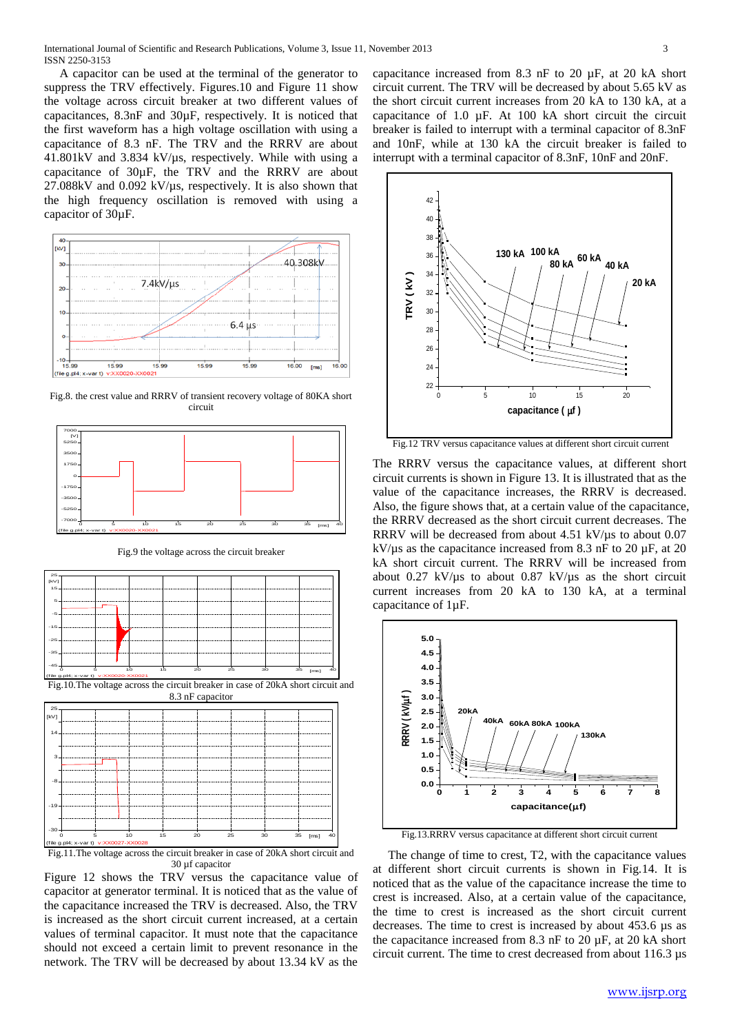A capacitor can be used at the terminal of the generator to suppress the TRV effectively. Figures.10 and Figure 11 show the voltage across circuit breaker at two different values of capacitances, 8.3nF and 30µF, respectively. It is noticed that the first waveform has a high voltage oscillation with using a capacitance of 8.3 nF. The TRV and the RRRV are about 41.801kV and 3.834 kV/µs, respectively. While with using a capacitance of 30µF, the TRV and the RRRV are about 27.088kV and 0.092 kV/µs, respectively. It is also shown that the high frequency oscillation is removed with using a capacitor of 30µF.

Fig.8. the crest value and RRRV of transient recovery voltage of 80KA short circuit

Fig.9 the voltage across the circuit breaker

Fig.10.The voltage across the circuit breaker in case of 20kA short circuit and 8.3 nF capacitor

Fig.11.The voltage across the circuit breaker in case of 20kA short circuit and 30 µf capacitor

Figure 12 shows the TRV versus the capacitance value of capacitor at generator terminal. It is noticed that as the value of the capacitance increased the TRV is decreased. Also, the TRV is increased as the short circuit current increased, at a certain values of terminal capacitor. It must note that the capacitance should not exceed a certain limit to prevent resonance in the network. The TRV will be decreased by about 13.34 kV as the capacitance increased from 8.3 nF to 20 µF, at 20 kA short circuit current. The TRV will be decreased by about 5.65 kV as the short circuit current increases from 20 kA to 130 kA, at a capacitance of 1.0 µF. At 100 kA short circuit the circuit breaker is failed to interrupt with a terminal capacitor of 8.3nF and 10nF, while at 130 kA the circuit breaker is failed to interrupt with a terminal capacitor of 8.3nF, 10nF and 20nF.

Fig.12 TRV versus capacitance values at different short circuit current

The RRRV versus the capacitance values, at different short circuit currents is shown in Figure 13. It is illustrated that as the value of the capacitance increases, the RRRV is decreased. Also, the figure shows that, at a certain value of the capacitance, the RRRV decreased as the short circuit current decreases. The RRRV will be decreased from about 4.51 kV/µs to about 0.07 kV/µs as the capacitance increased from 8.3 nF to 20 µF, at 20 kA short circuit current. The RRRV will be increased from about 0.27 kV/µs to about 0.87 kV/µs as the short circuit current increases from 20 kA to 130 kA, at a terminal capacitance of 1µF.

Fig.13.RRRV versus capacitance at different short circuit current

The change of time to crest, T2, with the capacitance values at different short circuit currents is shown in Fig.14. It is noticed that as the value of the capacitance increase the time to crest is increased. Also, at a certain value of the capacitance, the time to crest is increased as the short circuit current decreases. The time to crest is increased by about 453.6 µs as the capacitance increased from 8.3 nF to 20 µF, at 20 kA short circuit current. The time to crest decreased from about 116.3 µs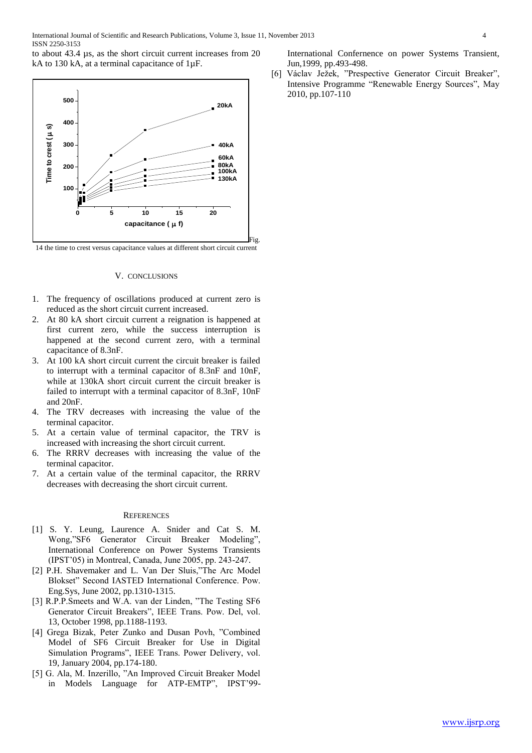to about 43.4 µs, as the short circuit current increases from 20 kA to 130 kA, at a terminal capacitance of 1µF.

Time to crest ( µ s)

500
400
300
200
100

0
5
10
15
20

capacitance ( µ f)

20kA
40kA
60kA
80kA
100kA
130kA

Fig. 14 the time to crest versus capacitance values at different short circuit current

## V. CONCLUSIONS

1. The frequency of oscillations produced at current zero is reduced as the short circuit current increased.
2. At 80 kA short circuit current a reignation is happened at first current zero, while the success interruption is happened at the second current zero, with a terminal capacitance of 8.3nF.
3. At 100 kA short circuit current the circuit breaker is failed to interrupt with a terminal capacitor of 8.3nF and 10nF, while at 130kA short circuit current the circuit breaker is failed to interrupt with a terminal capacitor of 8.3nF, 10nF and 20nF.
4. The TRV decreases with increasing the value of the terminal capacitor.
5. At a certain value of terminal capacitor, the TRV is increased with increasing the short circuit current.
6. The RRRV decreases with increasing the value of the terminal capacitor.
7. At a certain value of the terminal capacitor, the RRRV decreases with decreasing the short circuit current.

## REFERENCES

[1] S. Y. Leung, Laurence A. Snider and Cat S. M. Wong,"SF6 Generator Circuit Breaker Modeling", International Conference on Power Systems Transients (IPST'05) in Montreal, Canada, June 2005, pp. 243-247.

[2] P.H. Shavemaker and L. Van Der Sluis,"The Arc Model Blokset" Second IASTED International Conference. Pow. Eng.Sys, June 2002, pp.1310-1315.

[3] R.P.P.Smeets and W.A. van der Linden, "The Testing SF6 Generator Circuit Breakers", IEEE Trans. Pow. Del, vol. 13, October 1998, pp.1188-1193.

[4] Grega Bizak, Peter Zunko and Dusan Povh, "Combined Model of SF6 Circuit Breaker for Use in Digital Simulation Programs", IEEE Trans. Power Delivery, vol. 19, January 2004, pp.174-180.

[5] G. Ala, M. Inzerillo, "An Improved Circuit Breaker Model in Models Language for ATP-EMTP", IPST'99-International Confernence on power Systems Transient, Jun,1999, pp.493-498.

[6] Václav Ježek, "Prespective Generator Circuit Breaker", Intensive Programme "Renewable Energy Sources", May 2010, pp.107-110